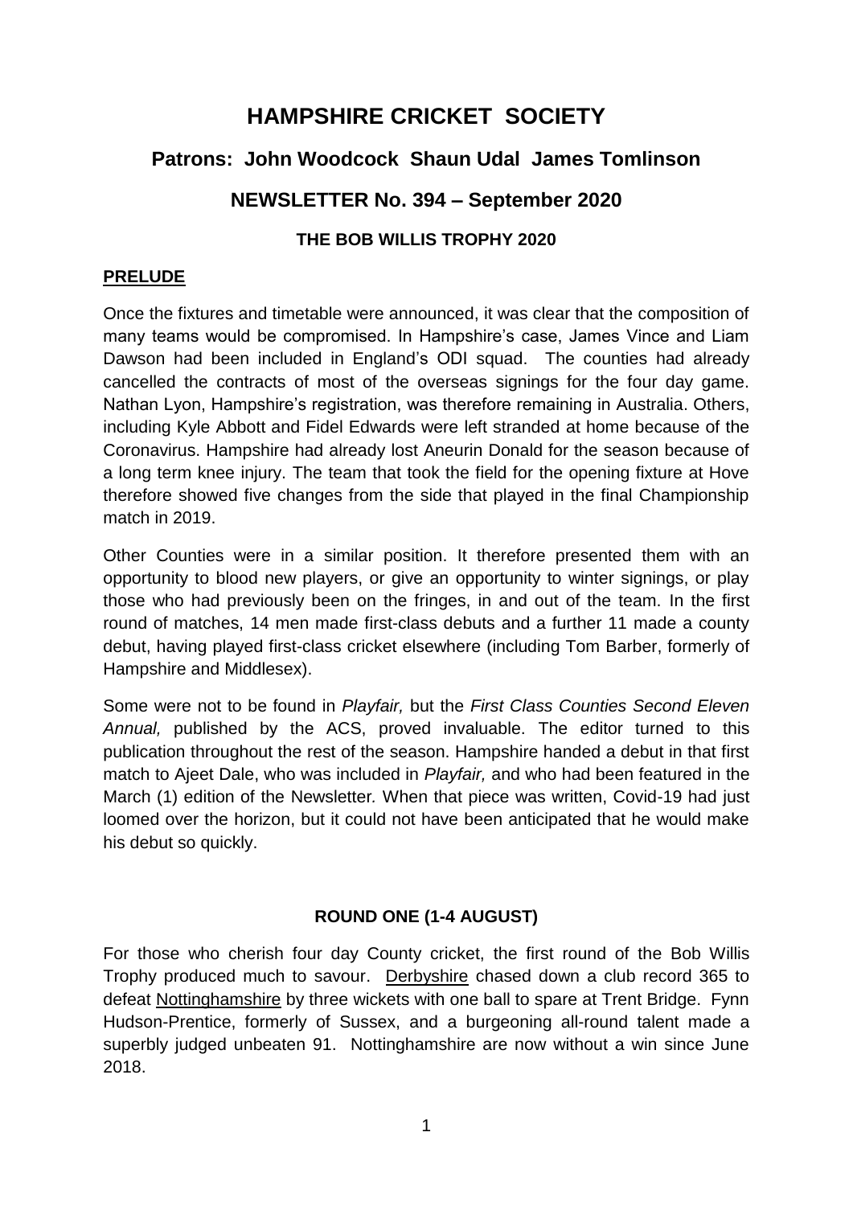# HAMPSHIRE CRICKET SOCIETY

## Patrons: John Woodcock Shaun Udal James Tomlinson

## NEWSLETTER No. 394 – September 2020

### THE BOB WILLIS TROPHY 2020

**PRELUDE**

Once the fixtures and timetable were announced, it was clear that the composition of many teams would be compromised. In Hampshire's case, James Vince and Liam Dawson had been included in England's ODI squad. The counties had already cancelled the contracts of most of the overseas signings for the four day game. Nathan Lyon, Hampshire's registration, was therefore remaining in Australia. Others, including Kyle Abbott and Fidel Edwards were left stranded at home because of the Coronavirus. Hampshire had already lost Aneurin Donald for the season because of a long term knee injury. The team that took the field for the opening fixture at Hove therefore showed five changes from the side that played in the final Championship match in 2019.

Other Counties were in a similar position. It therefore presented them with an opportunity to blood new players, or give an opportunity to winter signings, or play those who had previously been on the fringes, in and out of the team. In the first round of matches, 14 men made first-class debuts and a further 11 made a county debut, having played first-class cricket elsewhere (including Tom Barber, formerly of Hampshire and Middlesex).

Some were not to be found in *Playfair,* but the *First Class Counties Second Eleven Annual,* published by the ACS, proved invaluable. The editor turned to this publication throughout the rest of the season. Hampshire handed a debut in that first match to Ajeet Dale, who was included in *Playfair,* and who had been featured in the March (1) edition of the Newsletter. When that piece was written, Covid-19 had just loomed over the horizon, but it could not have been anticipated that he would make his debut so quickly.

### ROUND ONE (1-4 AUGUST)

For those who cherish four day County cricket, the first round of the Bob Willis Trophy produced much to savour. Derbyshire chased down a club record 365 to defeat Nottinghamshire by three wickets with one ball to spare at Trent Bridge. Fynn Hudson-Prentice, formerly of Sussex, and a burgeoning all-round talent made a superbly judged unbeaten 91. Nottinghamshire are now without a win since June 2018.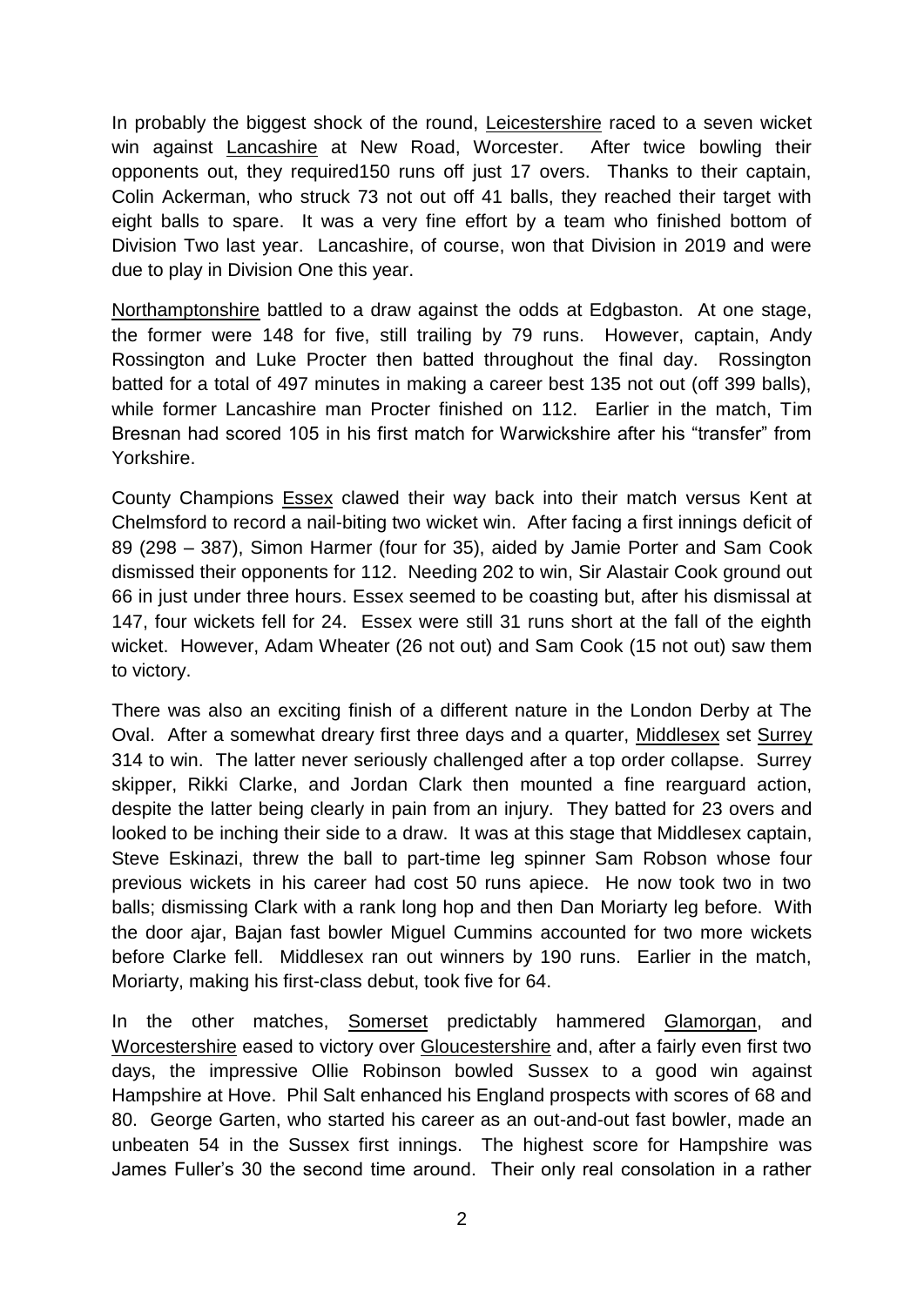In probably the biggest shock of the round, Leicestershire raced to a seven wicket win against Lancashire at New Road, Worcester. After twice bowling their opponents out, they required150 runs off just 17 overs. Thanks to their captain, Colin Ackerman, who struck 73 not out off 41 balls, they reached their target with eight balls to spare. It was a very fine effort by a team who finished bottom of Division Two last year. Lancashire, of course, won that Division in 2019 and were due to play in Division One this year.

Northamptonshire battled to a draw against the odds at Edgbaston. At one stage, the former were 148 for five, still trailing by 79 runs. However, captain, Andy Rossington and Luke Procter then batted throughout the final day. Rossington batted for a total of 497 minutes in making a career best 135 not out (off 399 balls), while former Lancashire man Procter finished on 112. Earlier in the match, Tim Bresnan had scored 105 in his first match for Warwickshire after his "transfer" from Yorkshire.

County Champions Essex clawed their way back into their match versus Kent at Chelmsford to record a nail-biting two wicket win. After facing a first innings deficit of 89 (298 – 387), Simon Harmer (four for 35), aided by Jamie Porter and Sam Cook dismissed their opponents for 112. Needing 202 to win, Sir Alastair Cook ground out 66 in just under three hours. Essex seemed to be coasting but, after his dismissal at 147, four wickets fell for 24. Essex were still 31 runs short at the fall of the eighth wicket. However, Adam Wheater (26 not out) and Sam Cook (15 not out) saw them to victory.

There was also an exciting finish of a different nature in the London Derby at The Oval. After a somewhat dreary first three days and a quarter, Middlesex set Surrey 314 to win. The latter never seriously challenged after a top order collapse. Surrey skipper, Rikki Clarke, and Jordan Clark then mounted a fine rearguard action, despite the latter being clearly in pain from an injury. They batted for 23 overs and looked to be inching their side to a draw. It was at this stage that Middlesex captain, Steve Eskinazi, threw the ball to part-time leg spinner Sam Robson whose four previous wickets in his career had cost 50 runs apiece. He now took two in two balls; dismissing Clark with a rank long hop and then Dan Moriarty leg before. With the door ajar, Bajan fast bowler Miguel Cummins accounted for two more wickets before Clarke fell. Middlesex ran out winners by 190 runs. Earlier in the match, Moriarty, making his first-class debut, took five for 64.

In the other matches, Somerset predictably hammered Glamorgan, and Worcestershire eased to victory over Gloucestershire and, after a fairly even first two days, the impressive Ollie Robinson bowled Sussex to a good win against Hampshire at Hove. Phil Salt enhanced his England prospects with scores of 68 and 80. George Garten, who started his career as an out-and-out fast bowler, made an unbeaten 54 in the Sussex first innings. The highest score for Hampshire was James Fuller's 30 the second time around. Their only real consolation in a rather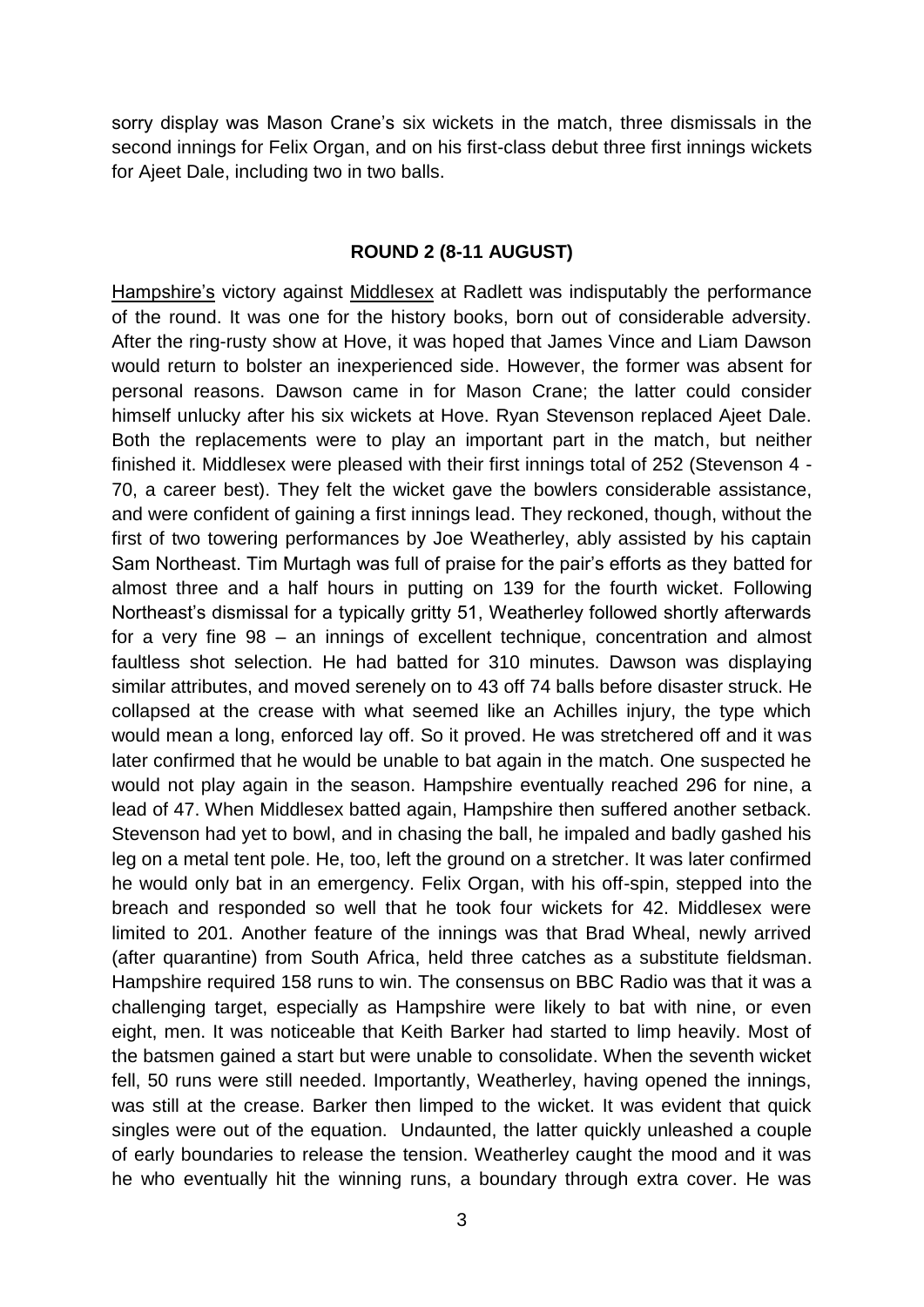sorry display was Mason Crane's six wickets in the match, three dismissals in the second innings for Felix Organ, and on his first-class debut three first innings wickets for Ajeet Dale, including two in two balls.

## ROUND 2 (8-11 AUGUST)

Hampshire's victory against Middlesex at Radlett was indisputably the performance of the round. It was one for the history books, born out of considerable adversity. After the ring-rusty show at Hove, it was hoped that James Vince and Liam Dawson would return to bolster an inexperienced side. However, the former was absent for personal reasons. Dawson came in for Mason Crane; the latter could consider himself unlucky after his six wickets at Hove. Ryan Stevenson replaced Ajeet Dale. Both the replacements were to play an important part in the match, but neither finished it. Middlesex were pleased with their first innings total of 252 (Stevenson 4 - 70, a career best). They felt the wicket gave the bowlers considerable assistance, and were confident of gaining a first innings lead. They reckoned, though, without the first of two towering performances by Joe Weatherley, ably assisted by his captain Sam Northeast. Tim Murtagh was full of praise for the pair's efforts as they batted for almost three and a half hours in putting on 139 for the fourth wicket. Following Northeast's dismissal for a typically gritty 51, Weatherley followed shortly afterwards for a very fine 98 – an innings of excellent technique, concentration and almost faultless shot selection. He had batted for 310 minutes. Dawson was displaying similar attributes, and moved serenely on to 43 off 74 balls before disaster struck. He collapsed at the crease with what seemed like an Achilles injury, the type which would mean a long, enforced lay off. So it proved. He was stretchered off and it was later confirmed that he would be unable to bat again in the match. One suspected he would not play again in the season. Hampshire eventually reached 296 for nine, a lead of 47. When Middlesex batted again, Hampshire then suffered another setback. Stevenson had yet to bowl, and in chasing the ball, he impaled and badly gashed his leg on a metal tent pole. He, too, left the ground on a stretcher. It was later confirmed he would only bat in an emergency. Felix Organ, with his off-spin, stepped into the breach and responded so well that he took four wickets for 42. Middlesex were limited to 201. Another feature of the innings was that Brad Wheal, newly arrived (after quarantine) from South Africa, held three catches as a substitute fieldsman. Hampshire required 158 runs to win. The consensus on BBC Radio was that it was a challenging target, especially as Hampshire were likely to bat with nine, or even eight, men. It was noticeable that Keith Barker had started to limp heavily. Most of the batsmen gained a start but were unable to consolidate. When the seventh wicket fell, 50 runs were still needed. Importantly, Weatherley, having opened the innings, was still at the crease. Barker then limped to the wicket. It was evident that quick singles were out of the equation. Undaunted, the latter quickly unleashed a couple of early boundaries to release the tension. Weatherley caught the mood and it was he who eventually hit the winning runs, a boundary through extra cover. He was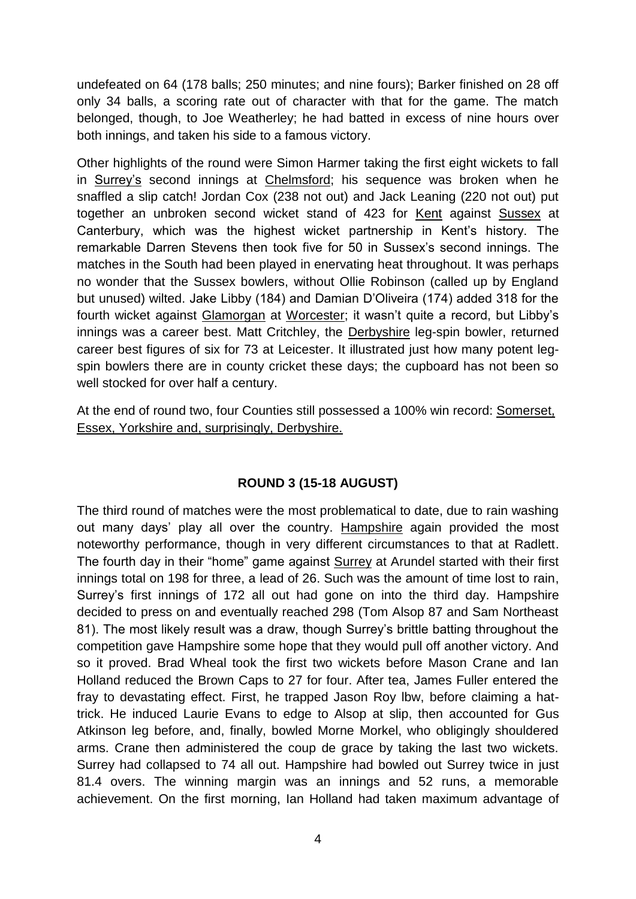undefeated on 64 (178 balls; 250 minutes; and nine fours); Barker finished on 28 off only 34 balls, a scoring rate out of character with that for the game. The match belonged, though, to Joe Weatherley; he had batted in excess of nine hours over both innings, and taken his side to a famous victory.

Other highlights of the round were Simon Harmer taking the first eight wickets to fall in Surrey's second innings at Chelmsford; his sequence was broken when he snaffled a slip catch! Jordan Cox (238 not out) and Jack Leaning (220 not out) put together an unbroken second wicket stand of 423 for Kent against Sussex at Canterbury, which was the highest wicket partnership in Kent's history. The remarkable Darren Stevens then took five for 50 in Sussex's second innings. The matches in the South had been played in enervating heat throughout. It was perhaps no wonder that the Sussex bowlers, without Ollie Robinson (called up by England but unused) wilted. Jake Libby (184) and Damian D'Oliveira (174) added 318 for the fourth wicket against Glamorgan at Worcester; it wasn't quite a record, but Libby's innings was a career best. Matt Critchley, the Derbyshire leg-spin bowler, returned career best figures of six for 73 at Leicester. It illustrated just how many potent leg-spin bowlers there are in county cricket these days; the cupboard has not been so well stocked for over half a century.

At the end of round two, four Counties still possessed a 100% win record: Somerset, Essex, Yorkshire and, surprisingly, Derbyshire.

## ROUND 3 (15-18 AUGUST)

The third round of matches were the most problematical to date, due to rain washing out many days' play all over the country. Hampshire again provided the most noteworthy performance, though in very different circumstances to that at Radlett. The fourth day in their "home" game against Surrey at Arundel started with their first innings total on 198 for three, a lead of 26. Such was the amount of time lost to rain, Surrey's first innings of 172 all out had gone on into the third day. Hampshire decided to press on and eventually reached 298 (Tom Alsop 87 and Sam Northeast 81). The most likely result was a draw, though Surrey's brittle batting throughout the competition gave Hampshire some hope that they would pull off another victory. And so it proved. Brad Wheal took the first two wickets before Mason Crane and Ian Holland reduced the Brown Caps to 27 for four. After tea, James Fuller entered the fray to devastating effect. First, he trapped Jason Roy lbw, before claiming a hat-trick. He induced Laurie Evans to edge to Alsop at slip, then accounted for Gus Atkinson leg before, and, finally, bowled Morne Morkel, who obligingly shouldered arms. Crane then administered the coup de grace by taking the last two wickets. Surrey had collapsed to 74 all out. Hampshire had bowled out Surrey twice in just 81.4 overs. The winning margin was an innings and 52 runs, a memorable achievement. On the first morning, Ian Holland had taken maximum advantage of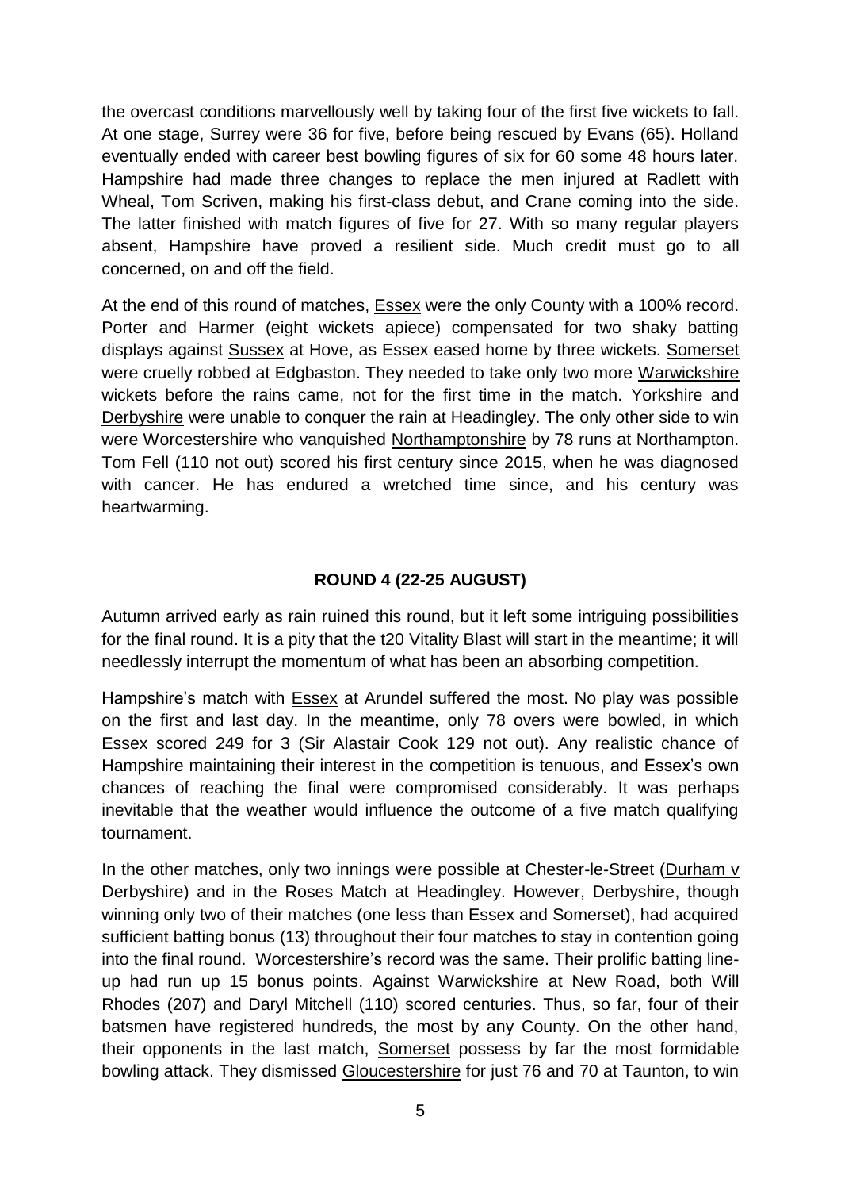the overcast conditions marvellously well by taking four of the first five wickets to fall. At one stage, Surrey were 36 for five, before being rescued by Evans (65). Holland eventually ended with career best bowling figures of six for 60 some 48 hours later. Hampshire had made three changes to replace the men injured at Radlett with Wheal, Tom Scriven, making his first-class debut, and Crane coming into the side. The latter finished with match figures of five for 27. With so many regular players absent, Hampshire have proved a resilient side. Much credit must go to all concerned, on and off the field.

At the end of this round of matches, Essex were the only County with a 100% record. Porter and Harmer (eight wickets apiece) compensated for two shaky batting displays against Sussex at Hove, as Essex eased home by three wickets. Somerset were cruelly robbed at Edgbaston. They needed to take only two more Warwickshire wickets before the rains came, not for the first time in the match. Yorkshire and Derbyshire were unable to conquer the rain at Headingley. The only other side to win were Worcestershire who vanquished Northamptonshire by 78 runs at Northampton. Tom Fell (110 not out) scored his first century since 2015, when he was diagnosed with cancer. He has endured a wretched time since, and his century was heartwarming.

## ROUND 4 (22-25 AUGUST)

Autumn arrived early as rain ruined this round, but it left some intriguing possibilities for the final round. It is a pity that the t20 Vitality Blast will start in the meantime; it will needlessly interrupt the momentum of what has been an absorbing competition.

Hampshire's match with Essex at Arundel suffered the most. No play was possible on the first and last day. In the meantime, only 78 overs were bowled, in which Essex scored 249 for 3 (Sir Alastair Cook 129 not out). Any realistic chance of Hampshire maintaining their interest in the competition is tenuous, and Essex's own chances of reaching the final were compromised considerably. It was perhaps inevitable that the weather would influence the outcome of a five match qualifying tournament.

In the other matches, only two innings were possible at Chester-le-Street (Durham v Derbyshire) and in the Roses Match at Headingley. However, Derbyshire, though winning only two of their matches (one less than Essex and Somerset), had acquired sufficient batting bonus (13) throughout their four matches to stay in contention going into the final round. Worcestershire's record was the same. Their prolific batting line-up had run up 15 bonus points. Against Warwickshire at New Road, both Will Rhodes (207) and Daryl Mitchell (110) scored centuries. Thus, so far, four of their batsmen have registered hundreds, the most by any County. On the other hand, their opponents in the last match, Somerset possess by far the most formidable bowling attack. They dismissed Gloucestershire for just 76 and 70 at Taunton, to win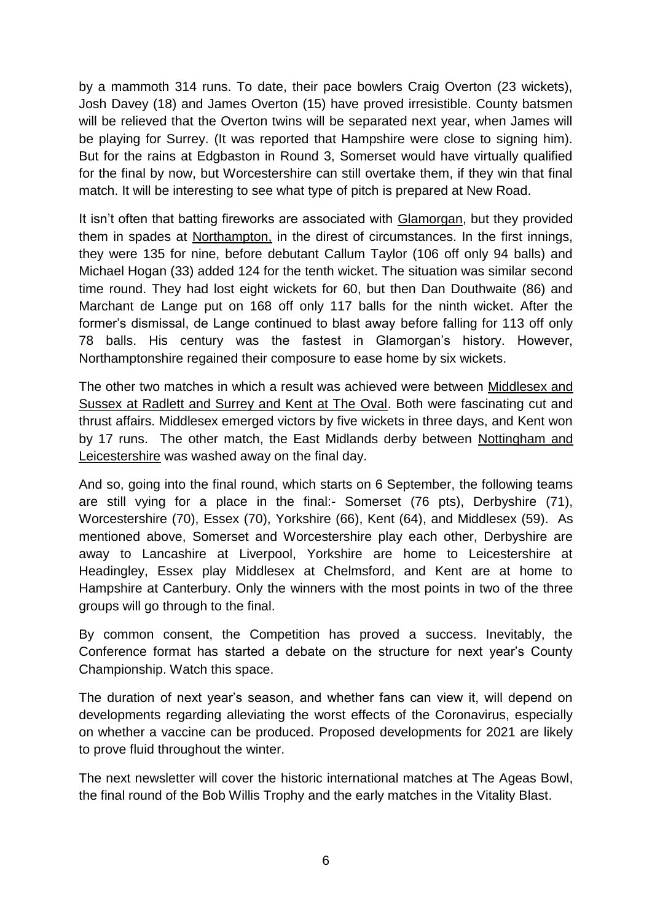by a mammoth 314 runs. To date, their pace bowlers Craig Overton (23 wickets), Josh Davey (18) and James Overton (15) have proved irresistible. County batsmen will be relieved that the Overton twins will be separated next year, when James will be playing for Surrey. (It was reported that Hampshire were close to signing him). But for the rains at Edgbaston in Round 3, Somerset would have virtually qualified for the final by now, but Worcestershire can still overtake them, if they win that final match. It will be interesting to see what type of pitch is prepared at New Road.

It isn't often that batting fireworks are associated with Glamorgan, but they provided them in spades at Northampton, in the direst of circumstances. In the first innings, they were 135 for nine, before debutant Callum Taylor (106 off only 94 balls) and Michael Hogan (33) added 124 for the tenth wicket. The situation was similar second time round. They had lost eight wickets for 60, but then Dan Douthwaite (86) and Marchant de Lange put on 168 off only 117 balls for the ninth wicket. After the former's dismissal, de Lange continued to blast away before falling for 113 off only 78 balls. His century was the fastest in Glamorgan's history. However, Northamptonshire regained their composure to ease home by six wickets.

The other two matches in which a result was achieved were between Middlesex and Sussex at Radlett and Surrey and Kent at The Oval. Both were fascinating cut and thrust affairs. Middlesex emerged victors by five wickets in three days, and Kent won by 17 runs. The other match, the East Midlands derby between Nottingham and Leicestershire was washed away on the final day.

And so, going into the final round, which starts on 6 September, the following teams are still vying for a place in the final:- Somerset (76 pts), Derbyshire (71), Worcestershire (70), Essex (70), Yorkshire (66), Kent (64), and Middlesex (59). As mentioned above, Somerset and Worcestershire play each other, Derbyshire are away to Lancashire at Liverpool, Yorkshire are home to Leicestershire at Headingley, Essex play Middlesex at Chelmsford, and Kent are at home to Hampshire at Canterbury. Only the winners with the most points in two of the three groups will go through to the final.

By common consent, the Competition has proved a success. Inevitably, the Conference format has started a debate on the structure for next year's County Championship. Watch this space.

The duration of next year's season, and whether fans can view it, will depend on developments regarding alleviating the worst effects of the Coronavirus, especially on whether a vaccine can be produced. Proposed developments for 2021 are likely to prove fluid throughout the winter.

The next newsletter will cover the historic international matches at The Ageas Bowl, the final round of the Bob Willis Trophy and the early matches in the Vitality Blast.